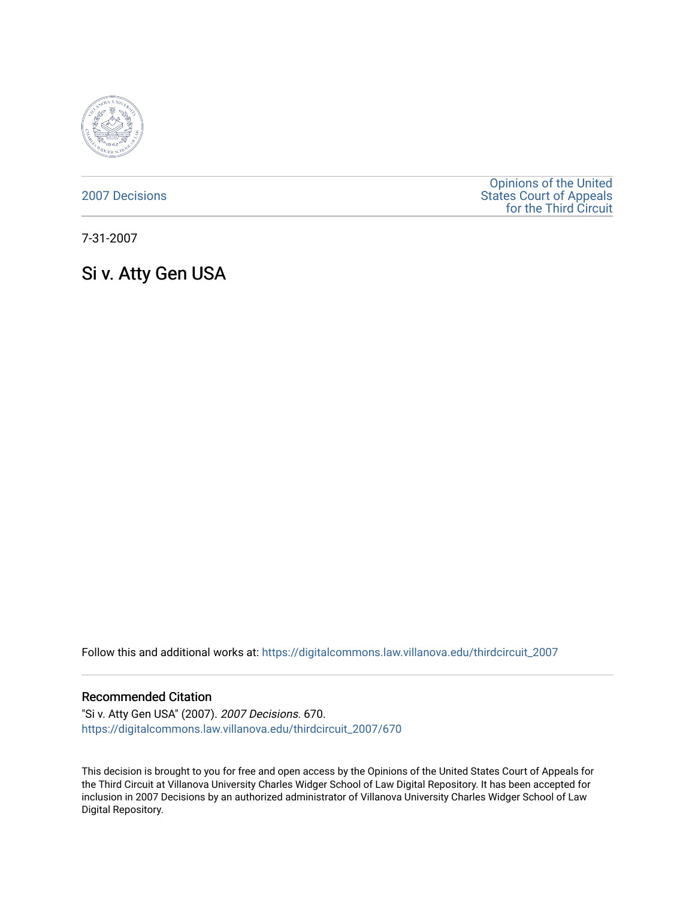2007 Decisions

Opinions of the United States Court of Appeals for the Third Circuit

7-31-2007

# Si v. Atty Gen USA

Follow this and additional works at: https://digitalcommons.law.villanova.edu/thirdcircuit_2007

## Recommended Citation

"Si v. Atty Gen USA" (2007). *2007 Decisions*. 670.
https://digitalcommons.law.villanova.edu/thirdcircuit_2007/670

This decision is brought to you for free and open access by the Opinions of the United States Court of Appeals for the Third Circuit at Villanova University Charles Widger School of Law Digital Repository. It has been accepted for inclusion in 2007 Decisions by an authorized administrator of Villanova University Charles Widger School of Law Digital Repository.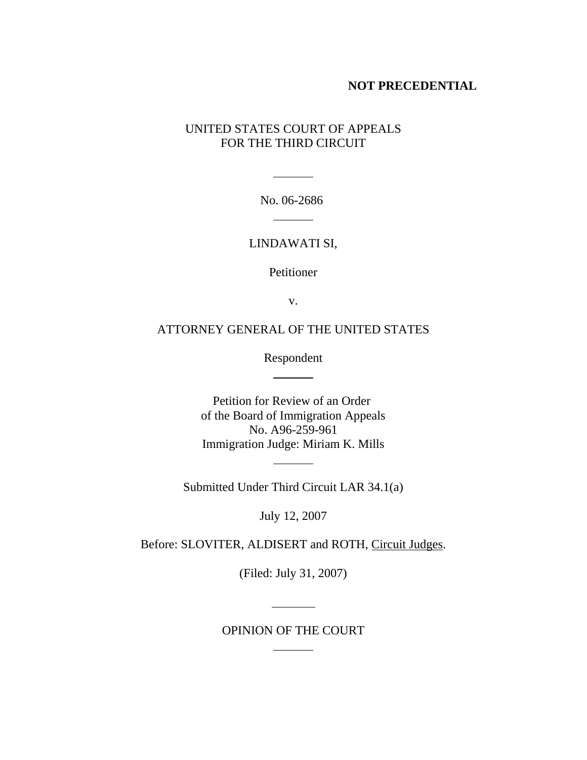**NOT PRECEDENTIAL**

UNITED STATES COURT OF APPEALS
FOR THE THIRD CIRCUIT

---

No. 06-2686

---

LINDAWATI SI,

Petitioner

v.

ATTORNEY GENERAL OF THE UNITED STATES

Respondent

---

Petition for Review of an Order
of the Board of Immigration Appeals
No. A96-259-961
Immigration Judge: Miriam K. Mills

---

Submitted Under Third Circuit LAR 34.1(a)

July 12, 2007

Before: SLOVITER, ALDISERT and ROTH, Circuit Judges.

(Filed: July 31, 2007)

---

OPINION OF THE COURT

---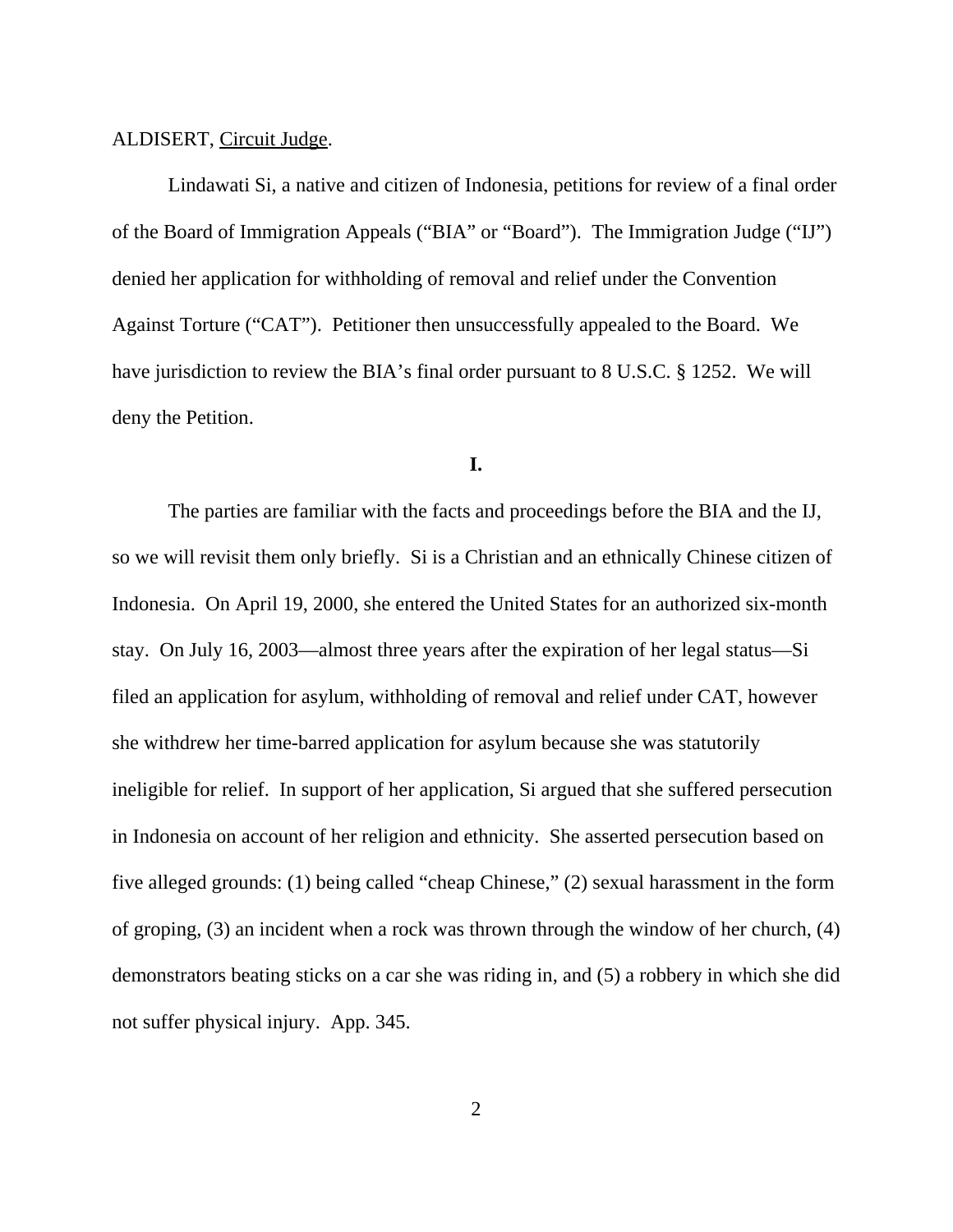ALDISERT, Circuit Judge.

Lindawati Si, a native and citizen of Indonesia, petitions for review of a final order of the Board of Immigration Appeals ("BIA" or "Board"). The Immigration Judge ("IJ") denied her application for withholding of removal and relief under the Convention Against Torture ("CAT"). Petitioner then unsuccessfully appealed to the Board. We have jurisdiction to review the BIA's final order pursuant to 8 U.S.C. § 1252. We will deny the Petition.

**I.**

The parties are familiar with the facts and proceedings before the BIA and the IJ, so we will revisit them only briefly. Si is a Christian and an ethnically Chinese citizen of Indonesia. On April 19, 2000, she entered the United States for an authorized six-month stay. On July 16, 2003—almost three years after the expiration of her legal status—Si filed an application for asylum, withholding of removal and relief under CAT, however she withdrew her time-barred application for asylum because she was statutorily ineligible for relief. In support of her application, Si argued that she suffered persecution in Indonesia on account of her religion and ethnicity. She asserted persecution based on five alleged grounds: (1) being called "cheap Chinese," (2) sexual harassment in the form of groping, (3) an incident when a rock was thrown through the window of her church, (4) demonstrators beating sticks on a car she was riding in, and (5) a robbery in which she did not suffer physical injury. App. 345.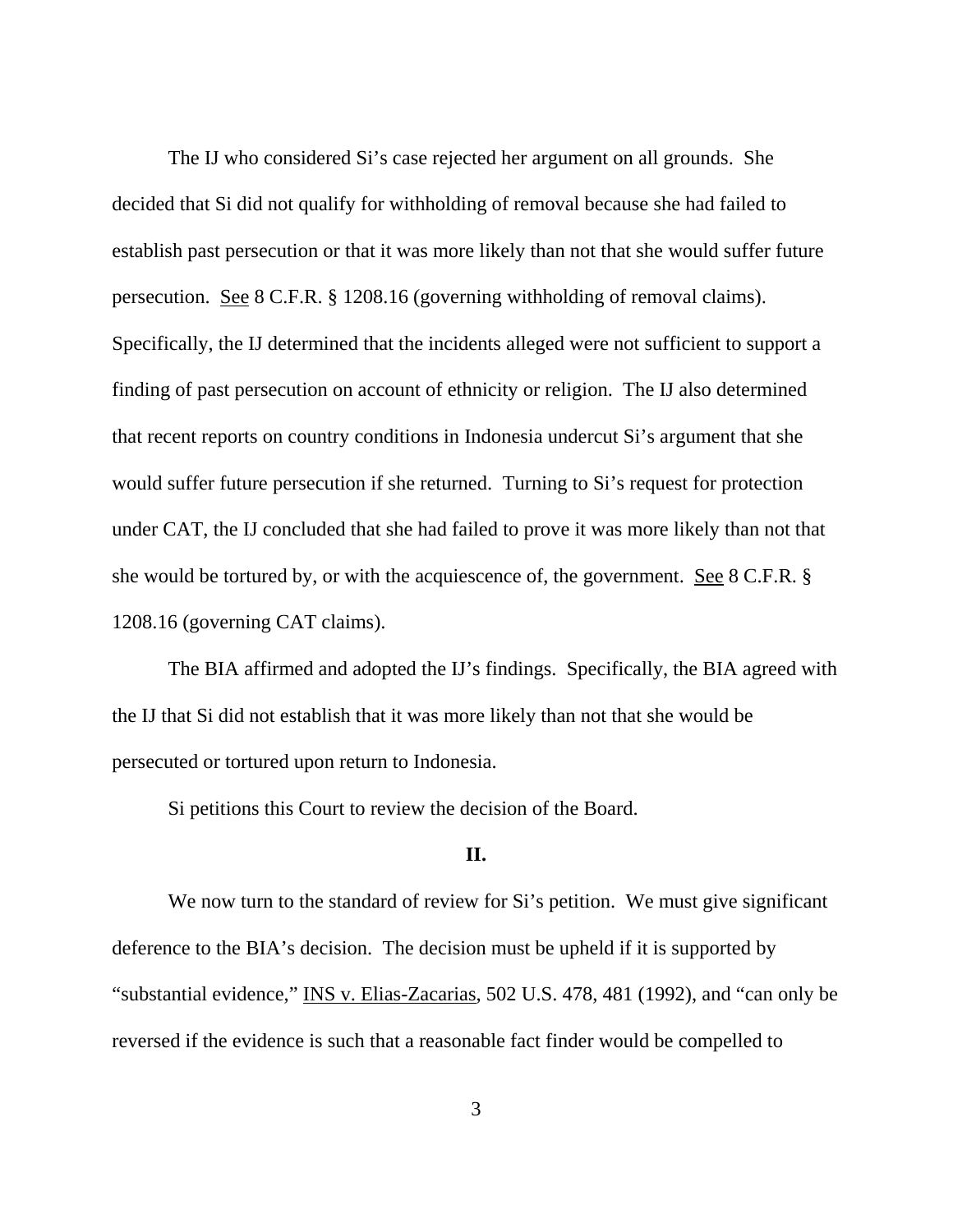The IJ who considered Si's case rejected her argument on all grounds. She decided that Si did not qualify for withholding of removal because she had failed to establish past persecution or that it was more likely than not that she would suffer future persecution. See 8 C.F.R. § 1208.16 (governing withholding of removal claims). Specifically, the IJ determined that the incidents alleged were not sufficient to support a finding of past persecution on account of ethnicity or religion. The IJ also determined that recent reports on country conditions in Indonesia undercut Si's argument that she would suffer future persecution if she returned. Turning to Si's request for protection under CAT, the IJ concluded that she had failed to prove it was more likely than not that she would be tortured by, or with the acquiescence of, the government. See 8 C.F.R. § 1208.16 (governing CAT claims).

The BIA affirmed and adopted the IJ's findings. Specifically, the BIA agreed with the IJ that Si did not establish that it was more likely than not that she would be persecuted or tortured upon return to Indonesia.

Si petitions this Court to review the decision of the Board.

## II.

We now turn to the standard of review for Si's petition. We must give significant deference to the BIA's decision. The decision must be upheld if it is supported by "substantial evidence," INS v. Elias-Zacarias, 502 U.S. 478, 481 (1992), and "can only be reversed if the evidence is such that a reasonable fact finder would be compelled to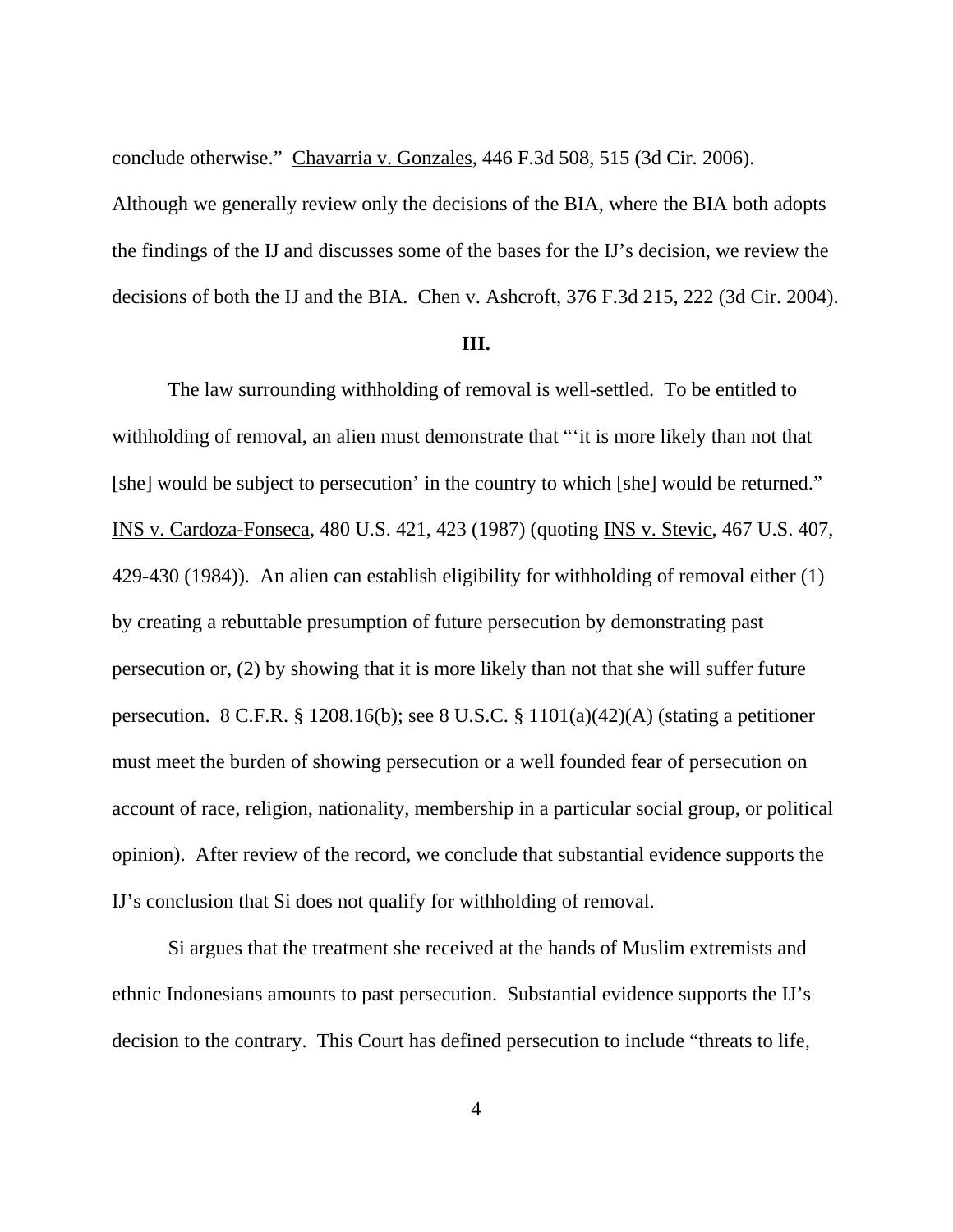conclude otherwise." Chavarria v. Gonzales, 446 F.3d 508, 515 (3d Cir. 2006). Although we generally review only the decisions of the BIA, where the BIA both adopts the findings of the IJ and discusses some of the bases for the IJ's decision, we review the decisions of both the IJ and the BIA. Chen v. Ashcroft, 376 F.3d 215, 222 (3d Cir. 2004).

**III.**

The law surrounding withholding of removal is well-settled. To be entitled to withholding of removal, an alien must demonstrate that "'it is more likely than not that [she] would be subject to persecution' in the country to which [she] would be returned." INS v. Cardoza-Fonseca, 480 U.S. 421, 423 (1987) (quoting INS v. Stevic, 467 U.S. 407, 429-430 (1984)). An alien can establish eligibility for withholding of removal either (1) by creating a rebuttable presumption of future persecution by demonstrating past persecution or, (2) by showing that it is more likely than not that she will suffer future persecution. 8 C.F.R. § 1208.16(b); see 8 U.S.C. § 1101(a)(42)(A) (stating a petitioner must meet the burden of showing persecution or a well founded fear of persecution on account of race, religion, nationality, membership in a particular social group, or political opinion). After review of the record, we conclude that substantial evidence supports the IJ's conclusion that Si does not qualify for withholding of removal.

Si argues that the treatment she received at the hands of Muslim extremists and ethnic Indonesians amounts to past persecution. Substantial evidence supports the IJ's decision to the contrary. This Court has defined persecution to include "threats to life,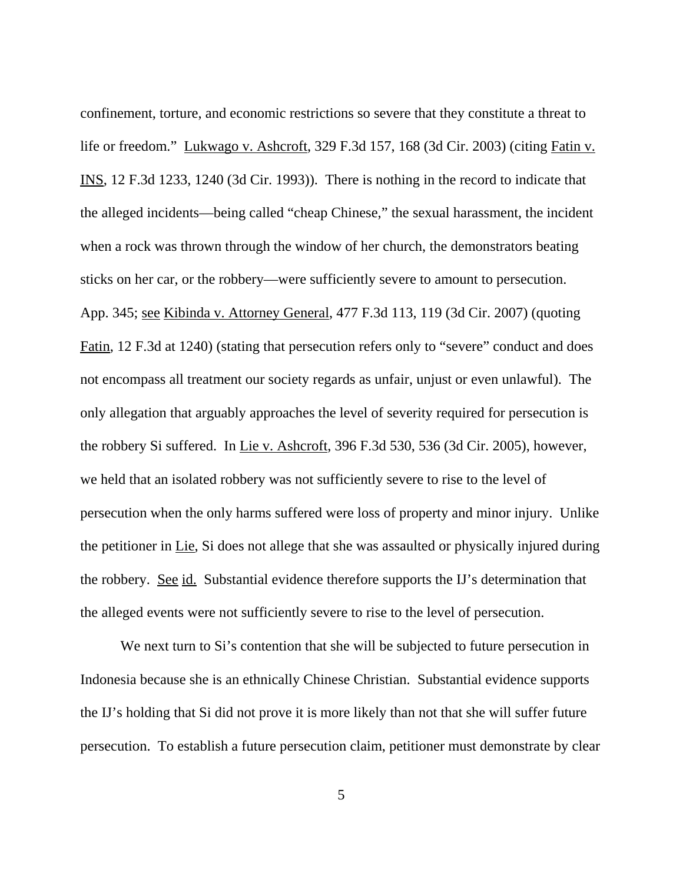confinement, torture, and economic restrictions so severe that they constitute a threat to life or freedom." Lukwago v. Ashcroft, 329 F.3d 157, 168 (3d Cir. 2003) (citing Fatin v. INS, 12 F.3d 1233, 1240 (3d Cir. 1993)). There is nothing in the record to indicate that the alleged incidents—being called "cheap Chinese," the sexual harassment, the incident when a rock was thrown through the window of her church, the demonstrators beating sticks on her car, or the robbery—were sufficiently severe to amount to persecution. App. 345; see Kibinda v. Attorney General, 477 F.3d 113, 119 (3d Cir. 2007) (quoting Fatin, 12 F.3d at 1240) (stating that persecution refers only to "severe" conduct and does not encompass all treatment our society regards as unfair, unjust or even unlawful). The only allegation that arguably approaches the level of severity required for persecution is the robbery Si suffered. In Lie v. Ashcroft, 396 F.3d 530, 536 (3d Cir. 2005), however, we held that an isolated robbery was not sufficiently severe to rise to the level of persecution when the only harms suffered were loss of property and minor injury. Unlike the petitioner in Lie, Si does not allege that she was assaulted or physically injured during the robbery. See id. Substantial evidence therefore supports the IJ's determination that the alleged events were not sufficiently severe to rise to the level of persecution.

We next turn to Si's contention that she will be subjected to future persecution in Indonesia because she is an ethnically Chinese Christian. Substantial evidence supports the IJ's holding that Si did not prove it is more likely than not that she will suffer future persecution. To establish a future persecution claim, petitioner must demonstrate by clear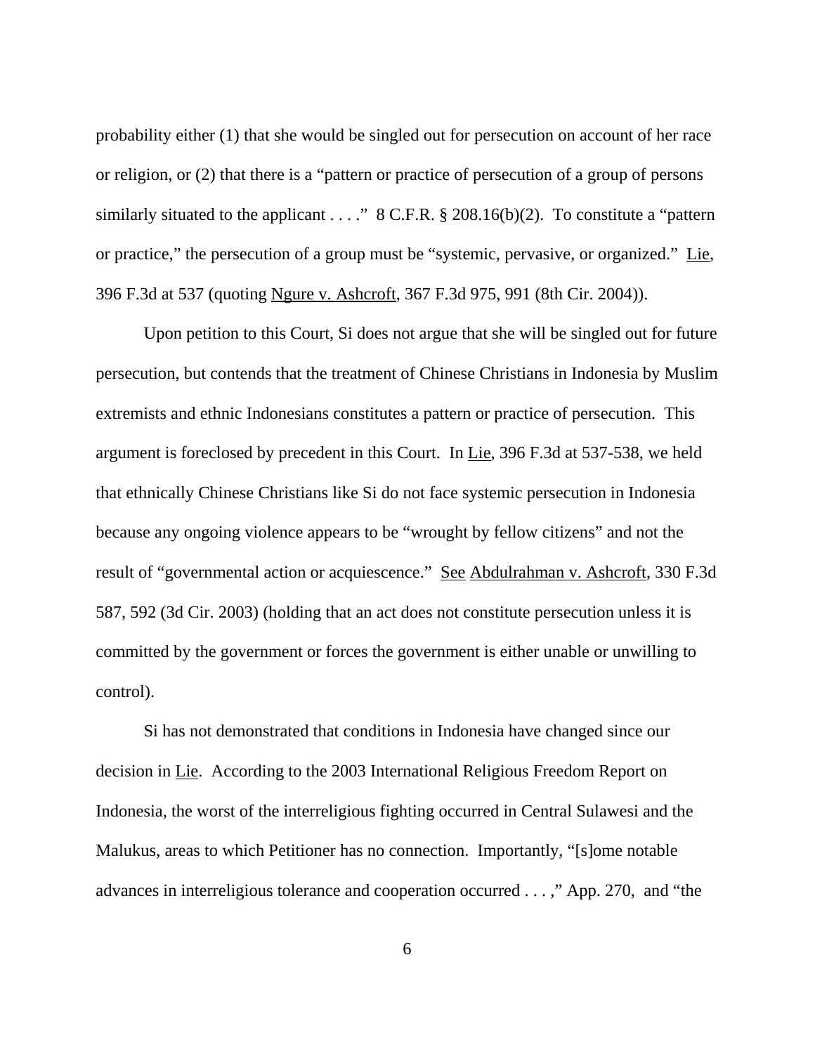probability either (1) that she would be singled out for persecution on account of her race or religion, or (2) that there is a "pattern or practice of persecution of a group of persons similarly situated to the applicant . . . ." 8 C.F.R. § 208.16(b)(2). To constitute a "pattern or practice," the persecution of a group must be "systemic, pervasive, or organized." Lie, 396 F.3d at 537 (quoting Ngure v. Ashcroft, 367 F.3d 975, 991 (8th Cir. 2004)).

Upon petition to this Court, Si does not argue that she will be singled out for future persecution, but contends that the treatment of Chinese Christians in Indonesia by Muslim extremists and ethnic Indonesians constitutes a pattern or practice of persecution. This argument is foreclosed by precedent in this Court. In Lie, 396 F.3d at 537-538, we held that ethnically Chinese Christians like Si do not face systemic persecution in Indonesia because any ongoing violence appears to be "wrought by fellow citizens" and not the result of "governmental action or acquiescence." See Abdulrahman v. Ashcroft, 330 F.3d 587, 592 (3d Cir. 2003) (holding that an act does not constitute persecution unless it is committed by the government or forces the government is either unable or unwilling to control).

Si has not demonstrated that conditions in Indonesia have changed since our decision in Lie. According to the 2003 International Religious Freedom Report on Indonesia, the worst of the interreligious fighting occurred in Central Sulawesi and the Malukus, areas to which Petitioner has no connection. Importantly, "[s]ome notable advances in interreligious tolerance and cooperation occurred . . . ," App. 270, and "the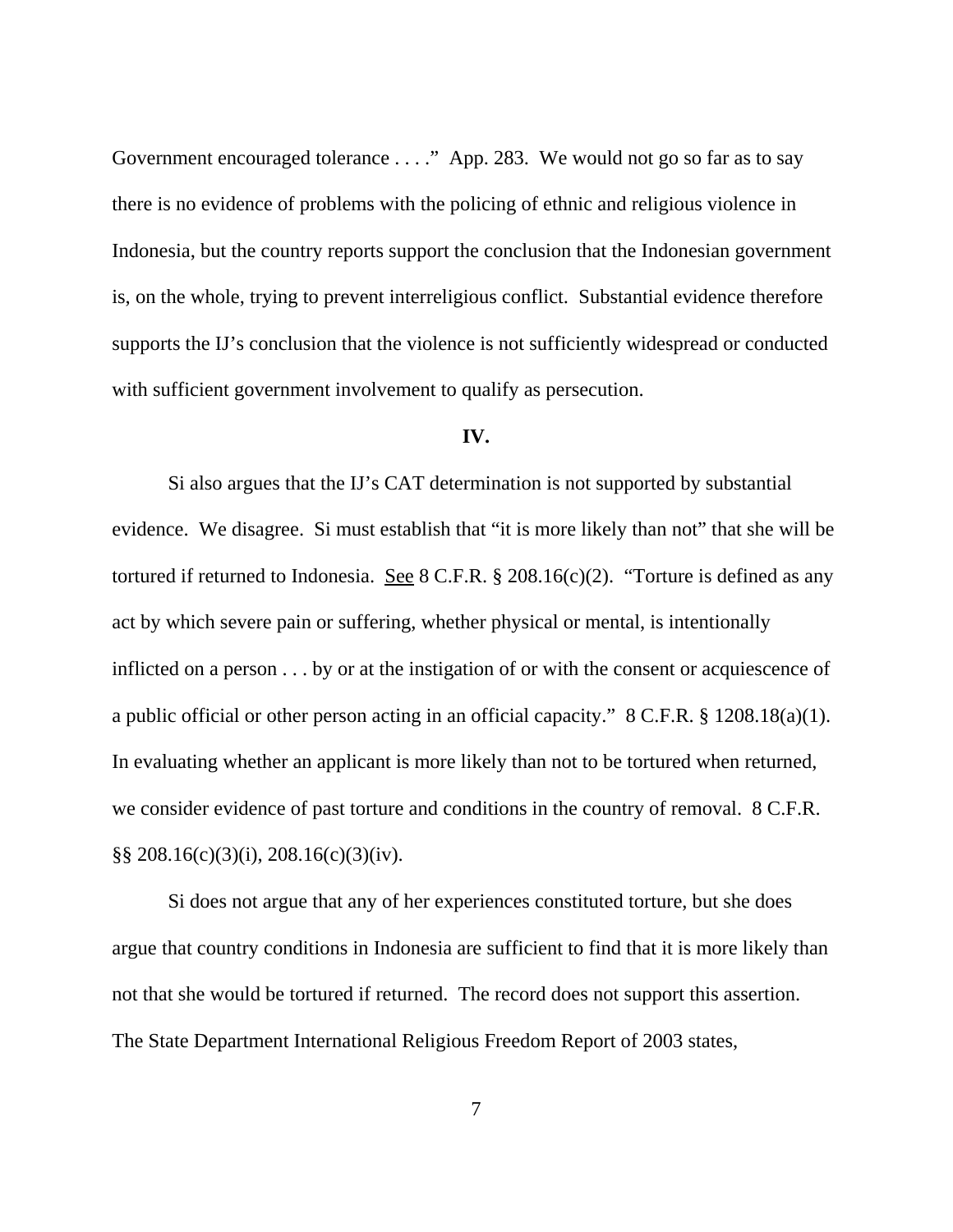Government encouraged tolerance . . . ." App. 283. We would not go so far as to say there is no evidence of problems with the policing of ethnic and religious violence in Indonesia, but the country reports support the conclusion that the Indonesian government is, on the whole, trying to prevent interreligious conflict. Substantial evidence therefore supports the IJ's conclusion that the violence is not sufficiently widespread or conducted with sufficient government involvement to qualify as persecution.

## IV.

Si also argues that the IJ's CAT determination is not supported by substantial evidence. We disagree. Si must establish that "it is more likely than not" that she will be tortured if returned to Indonesia. See 8 C.F.R. § 208.16(c)(2). "Torture is defined as any act by which severe pain or suffering, whether physical or mental, is intentionally inflicted on a person . . . by or at the instigation of or with the consent or acquiescence of a public official or other person acting in an official capacity." 8 C.F.R. § 1208.18(a)(1). In evaluating whether an applicant is more likely than not to be tortured when returned, we consider evidence of past torture and conditions in the country of removal. 8 C.F.R. §§ 208.16(c)(3)(i), 208.16(c)(3)(iv).

Si does not argue that any of her experiences constituted torture, but she does argue that country conditions in Indonesia are sufficient to find that it is more likely than not that she would be tortured if returned. The record does not support this assertion. The State Department International Religious Freedom Report of 2003 states,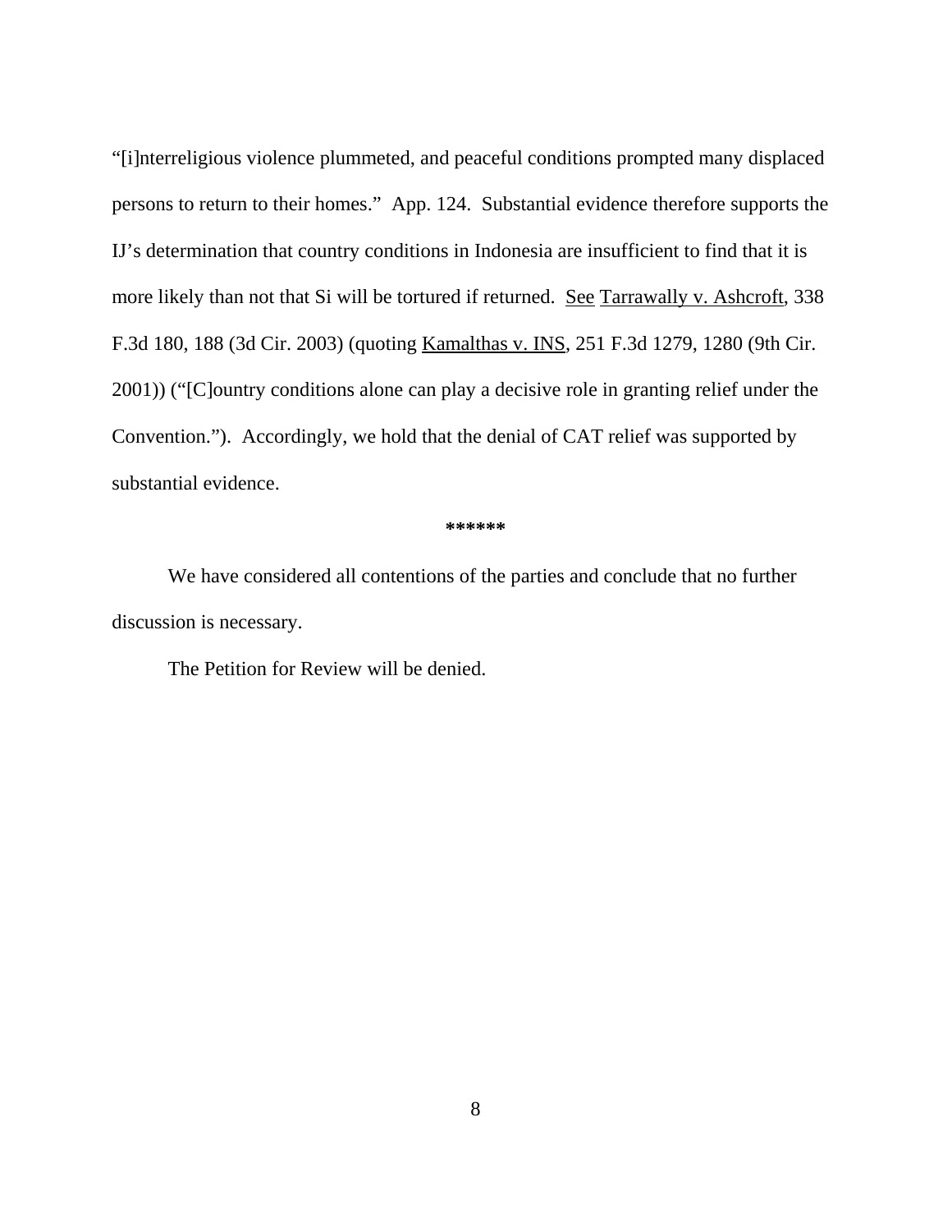“[i]nterreligious violence plummeted, and peaceful conditions prompted many displaced persons to return to their homes.” App. 124. Substantial evidence therefore supports the IJ’s determination that country conditions in Indonesia are insufficient to find that it is more likely than not that Si will be tortured if returned. See Tarrawally v. Ashcroft, 338 F.3d 180, 188 (3d Cir. 2003) (quoting Kamalthas v. INS, 251 F.3d 1279, 1280 (9th Cir. 2001)) (“[C]ountry conditions alone can play a decisive role in granting relief under the Convention.”). Accordingly, we hold that the denial of CAT relief was supported by substantial evidence.

**\*\*\*\*\*\***

We have considered all contentions of the parties and conclude that no further discussion is necessary.

The Petition for Review will be denied.